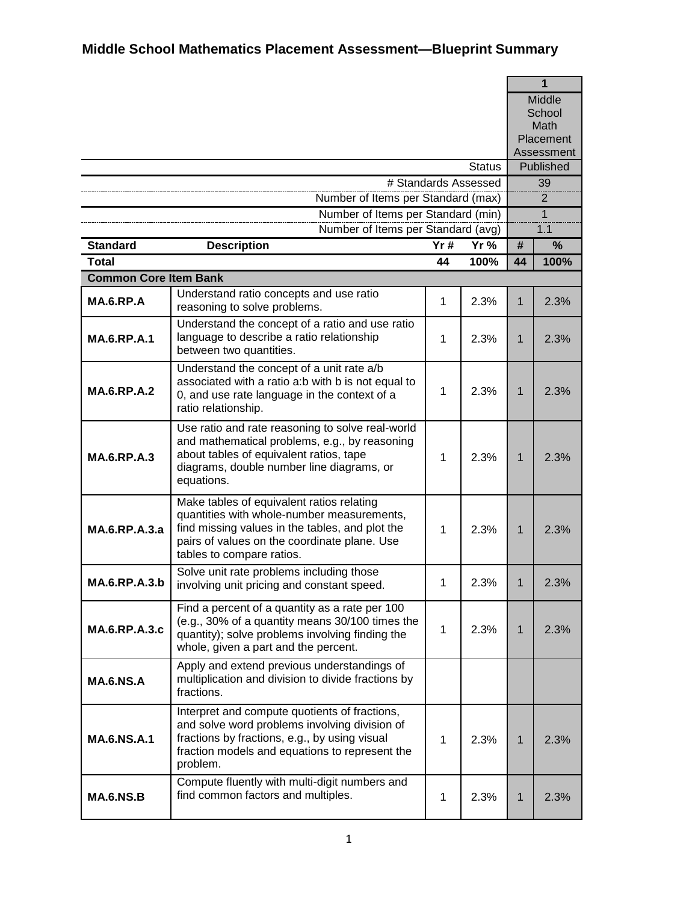# Middle School Mathematics Placement Assessment—Blueprint Summary

| | | | | 1 | |
|---|---|---|---|---|---|
| | | | | Middle School Math Placement Assessment | |
| | | | Status | Published | |
| | | | # Standards Assessed | 39 | |
| | | | Number of Items per Standard (max) | 2 | |
| | | | Number of Items per Standard (min) | 1 | |
| | | | Number of Items per Standard (avg) | 1.1 | |
| **Standard** | **Description** | **Yr #** | **Yr %** | **#** | **%** |
| **Total** | | **44** | **100%** | **44** | **100%** |
| **Common Core Item Bank** | | | | | |
| **MA.6.RP.A** | Understand ratio concepts and use ratio reasoning to solve problems. | 1 | 2.3% | 1 | 2.3% |
| **MA.6.RP.A.1** | Understand the concept of a ratio and use ratio language to describe a ratio relationship between two quantities. | 1 | 2.3% | 1 | 2.3% |
| **MA.6.RP.A.2** | Understand the concept of a unit rate a/b associated with a ratio a:b with b is not equal to 0, and use rate language in the context of a ratio relationship. | 1 | 2.3% | 1 | 2.3% |
| **MA.6.RP.A.3** | Use ratio and rate reasoning to solve real-world and mathematical problems, e.g., by reasoning about tables of equivalent ratios, tape diagrams, double number line diagrams, or equations. | 1 | 2.3% | 1 | 2.3% |
| **MA.6.RP.A.3.a** | Make tables of equivalent ratios relating quantities with whole-number measurements, find missing values in the tables, and plot the pairs of values on the coordinate plane. Use tables to compare ratios. | 1 | 2.3% | 1 | 2.3% |
| **MA.6.RP.A.3.b** | Solve unit rate problems including those involving unit pricing and constant speed. | 1 | 2.3% | 1 | 2.3% |
| **MA.6.RP.A.3.c** | Find a percent of a quantity as a rate per 100 (e.g., 30% of a quantity means 30/100 times the quantity); solve problems involving finding the whole, given a part and the percent. | 1 | 2.3% | 1 | 2.3% |
| **MA.6.NS.A** | Apply and extend previous understandings of multiplication and division to divide fractions by fractions. | | | | |
| **MA.6.NS.A.1** | Interpret and compute quotients of fractions, and solve word problems involving division of fractions by fractions, e.g., by using visual fraction models and equations to represent the problem. | 1 | 2.3% | 1 | 2.3% |
| **MA.6.NS.B** | Compute fluently with multi-digit numbers and find common factors and multiples. | 1 | 2.3% | 1 | 2.3% |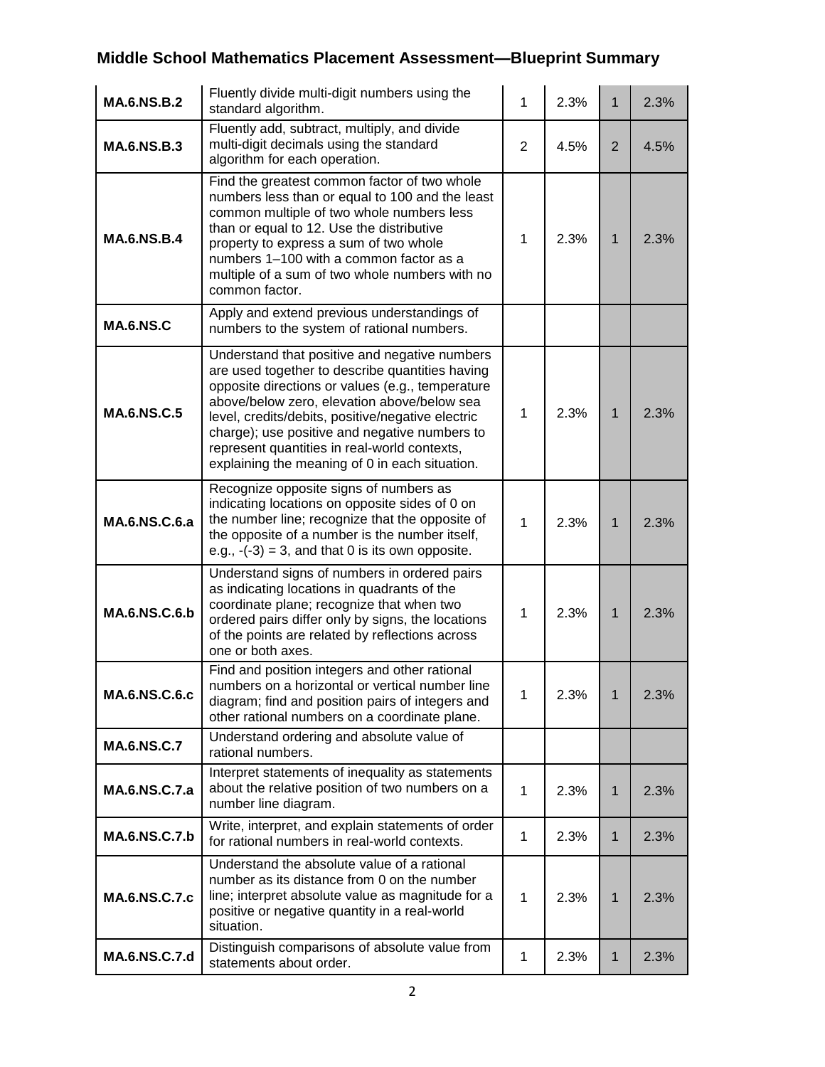## Middle School Mathematics Placement Assessment—Blueprint Summary

| | | | | | |
|---|---|---|---|---|---|
| **MA.6.NS.B.2** | Fluently divide multi-digit numbers using the standard algorithm. | 1 | 2.3% | 1 | 2.3% |
| **MA.6.NS.B.3** | Fluently add, subtract, multiply, and divide multi-digit decimals using the standard algorithm for each operation. | 2 | 4.5% | 2 | 4.5% |
| **MA.6.NS.B.4** | Find the greatest common factor of two whole numbers less than or equal to 100 and the least common multiple of two whole numbers less than or equal to 12. Use the distributive property to express a sum of two whole numbers 1–100 with a common factor as a multiple of a sum of two whole numbers with no common factor. | 1 | 2.3% | 1 | 2.3% |
| **MA.6.NS.C** | Apply and extend previous understandings of numbers to the system of rational numbers. | | | | |
| **MA.6.NS.C.5** | Understand that positive and negative numbers are used together to describe quantities having opposite directions or values (e.g., temperature above/below zero, elevation above/below sea level, credits/debits, positive/negative electric charge); use positive and negative numbers to represent quantities in real-world contexts, explaining the meaning of 0 in each situation. | 1 | 2.3% | 1 | 2.3% |
| **MA.6.NS.C.6.a** | Recognize opposite signs of numbers as indicating locations on opposite sides of 0 on the number line; recognize that the opposite of the opposite of a number is the number itself, e.g., -(-3) = 3, and that 0 is its own opposite. | 1 | 2.3% | 1 | 2.3% |
| **MA.6.NS.C.6.b** | Understand signs of numbers in ordered pairs as indicating locations in quadrants of the coordinate plane; recognize that when two ordered pairs differ only by signs, the locations of the points are related by reflections across one or both axes. | 1 | 2.3% | 1 | 2.3% |
| **MA.6.NS.C.6.c** | Find and position integers and other rational numbers on a horizontal or vertical number line diagram; find and position pairs of integers and other rational numbers on a coordinate plane. | 1 | 2.3% | 1 | 2.3% |
| **MA.6.NS.C.7** | Understand ordering and absolute value of rational numbers. | | | | |
| **MA.6.NS.C.7.a** | Interpret statements of inequality as statements about the relative position of two numbers on a number line diagram. | 1 | 2.3% | 1 | 2.3% |
| **MA.6.NS.C.7.b** | Write, interpret, and explain statements of order for rational numbers in real-world contexts. | 1 | 2.3% | 1 | 2.3% |
| **MA.6.NS.C.7.c** | Understand the absolute value of a rational number as its distance from 0 on the number line; interpret absolute value as magnitude for a positive or negative quantity in a real-world situation. | 1 | 2.3% | 1 | 2.3% |
| **MA.6.NS.C.7.d** | Distinguish comparisons of absolute value from statements about order. | 1 | 2.3% | 1 | 2.3% |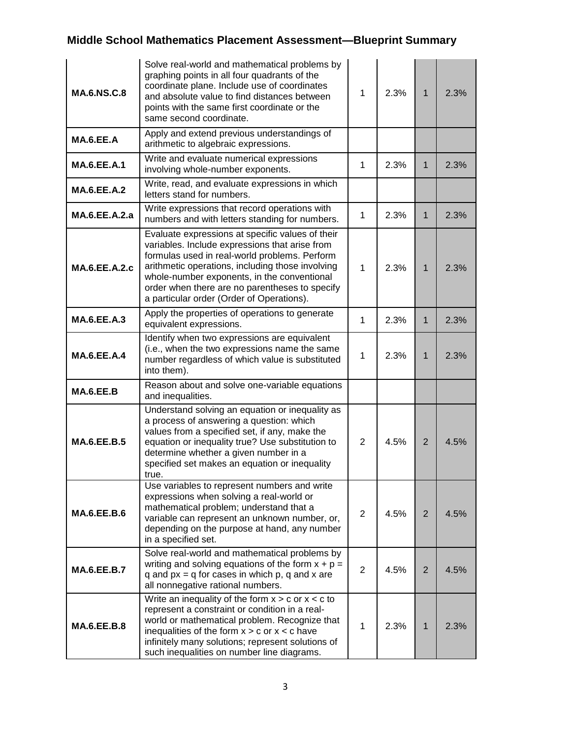## Middle School Mathematics Placement Assessment—Blueprint Summary

| | | | | | |
|---|---|---|---|---|---|
| **MA.6.NS.C.8** | Solve real-world and mathematical problems by graphing points in all four quadrants of the coordinate plane. Include use of coordinates and absolute value to find distances between points with the same first coordinate or the same second coordinate. | 1 | 2.3% | 1 | 2.3% |
| **MA.6.EE.A** | Apply and extend previous understandings of arithmetic to algebraic expressions. | | | | |
| **MA.6.EE.A.1** | Write and evaluate numerical expressions involving whole-number exponents. | 1 | 2.3% | 1 | 2.3% |
| **MA.6.EE.A.2** | Write, read, and evaluate expressions in which letters stand for numbers. | | | | |
| **MA.6.EE.A.2.a** | Write expressions that record operations with numbers and with letters standing for numbers. | 1 | 2.3% | 1 | 2.3% |
| **MA.6.EE.A.2.c** | Evaluate expressions at specific values of their variables. Include expressions that arise from formulas used in real-world problems. Perform arithmetic operations, including those involving whole-number exponents, in the conventional order when there are no parentheses to specify a particular order (Order of Operations). | 1 | 2.3% | 1 | 2.3% |
| **MA.6.EE.A.3** | Apply the properties of operations to generate equivalent expressions. | 1 | 2.3% | 1 | 2.3% |
| **MA.6.EE.A.4** | Identify when two expressions are equivalent (i.e., when the two expressions name the same number regardless of which value is substituted into them). | 1 | 2.3% | 1 | 2.3% |
| **MA.6.EE.B** | Reason about and solve one-variable equations and inequalities. | | | | |
| **MA.6.EE.B.5** | Understand solving an equation or inequality as a process of answering a question: which values from a specified set, if any, make the equation or inequality true? Use substitution to determine whether a given number in a specified set makes an equation or inequality true. | 2 | 4.5% | 2 | 4.5% |
| **MA.6.EE.B.6** | Use variables to represent numbers and write expressions when solving a real-world or mathematical problem; understand that a variable can represent an unknown number, or, depending on the purpose at hand, any number in a specified set. | 2 | 4.5% | 2 | 4.5% |
| **MA.6.EE.B.7** | Solve real-world and mathematical problems by writing and solving equations of the form $x + p = q$ and $px = q$ for cases in which p, q and x are all nonnegative rational numbers. | 2 | 4.5% | 2 | 4.5% |
| **MA.6.EE.B.8** | Write an inequality of the form $x > c$ or $x < c$ to represent a constraint or condition in a real-world or mathematical problem. Recognize that inequalities of the form $x > c$ or $x < c$ have infinitely many solutions; represent solutions of such inequalities on number line diagrams. | 1 | 2.3% | 1 | 2.3% |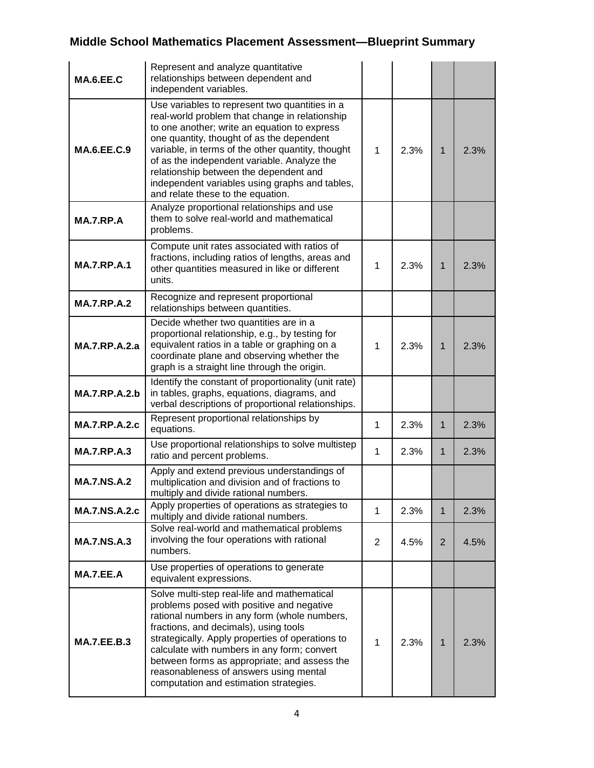## Middle School Mathematics Placement Assessment—Blueprint Summary

| | | | | | |
|---|---|---|---|---|---|
| **MA.6.EE.C** | Represent and analyze quantitative relationships between dependent and independent variables. | | | | |
| **MA.6.EE.C.9** | Use variables to represent two quantities in a real-world problem that change in relationship to one another; write an equation to express one quantity, thought of as the dependent variable, in terms of the other quantity, thought of as the independent variable. Analyze the relationship between the dependent and independent variables using graphs and tables, and relate these to the equation. | 1 | 2.3% | 1 | 2.3% |
| **MA.7.RP.A** | Analyze proportional relationships and use them to solve real-world and mathematical problems. | | | | |
| **MA.7.RP.A.1** | Compute unit rates associated with ratios of fractions, including ratios of lengths, areas and other quantities measured in like or different units. | 1 | 2.3% | 1 | 2.3% |
| **MA.7.RP.A.2** | Recognize and represent proportional relationships between quantities. | | | | |
| **MA.7.RP.A.2.a** | Decide whether two quantities are in a proportional relationship, e.g., by testing for equivalent ratios in a table or graphing on a coordinate plane and observing whether the graph is a straight line through the origin. | 1 | 2.3% | 1 | 2.3% |
| **MA.7.RP.A.2.b** | Identify the constant of proportionality (unit rate) in tables, graphs, equations, diagrams, and verbal descriptions of proportional relationships. | | | | |
| **MA.7.RP.A.2.c** | Represent proportional relationships by equations. | 1 | 2.3% | 1 | 2.3% |
| **MA.7.RP.A.3** | Use proportional relationships to solve multistep ratio and percent problems. | 1 | 2.3% | 1 | 2.3% |
| **MA.7.NS.A.2** | Apply and extend previous understandings of multiplication and division and of fractions to multiply and divide rational numbers. | | | | |
| **MA.7.NS.A.2.c** | Apply properties of operations as strategies to multiply and divide rational numbers. | 1 | 2.3% | 1 | 2.3% |
| **MA.7.NS.A.3** | Solve real-world and mathematical problems involving the four operations with rational numbers. | 2 | 4.5% | 2 | 4.5% |
| **MA.7.EE.A** | Use properties of operations to generate equivalent expressions. | | | | |
| **MA.7.EE.B.3** | Solve multi-step real-life and mathematical problems posed with positive and negative rational numbers in any form (whole numbers, fractions, and decimals), using tools strategically. Apply properties of operations to calculate with numbers in any form; convert between forms as appropriate; and assess the reasonableness of answers using mental computation and estimation strategies. | 1 | 2.3% | 1 | 2.3% |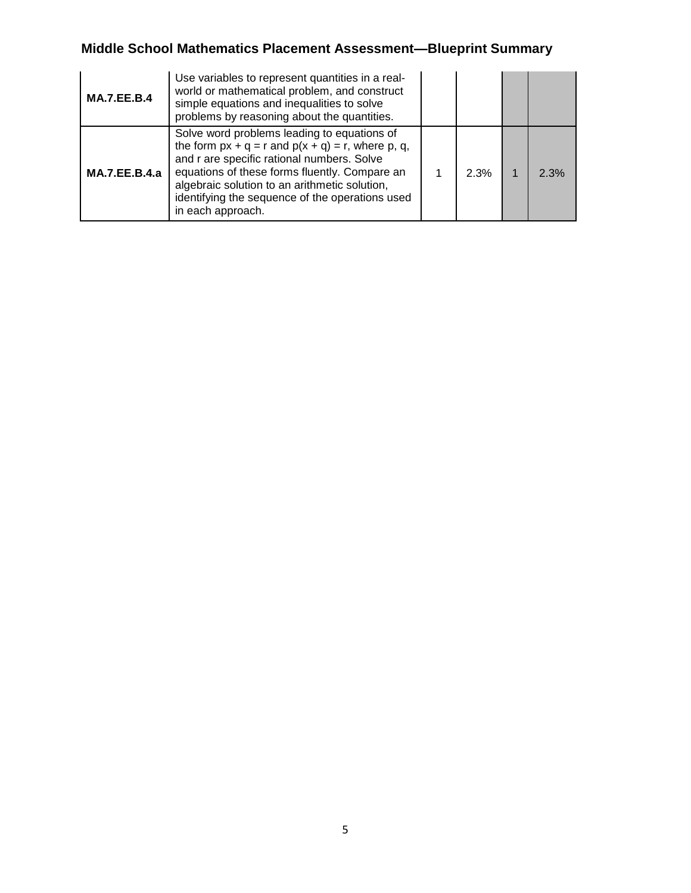## Middle School Mathematics Placement Assessment—Blueprint Summary

| | | | | | |
|---|---|---|---|---|---|
| **MA.7.EE.B.4** | Use variables to represent quantities in a real-world or mathematical problem, and construct simple equations and inequalities to solve problems by reasoning about the quantities. | | | | |
| **MA.7.EE.B.4.a** | Solve word problems leading to equations of the form $px + q = r$ and $p(x + q) = r$, where p, q, and r are specific rational numbers. Solve equations of these forms fluently. Compare an algebraic solution to an arithmetic solution, identifying the sequence of the operations used in each approach. | 1 | 2.3% | 1 | 2.3% |